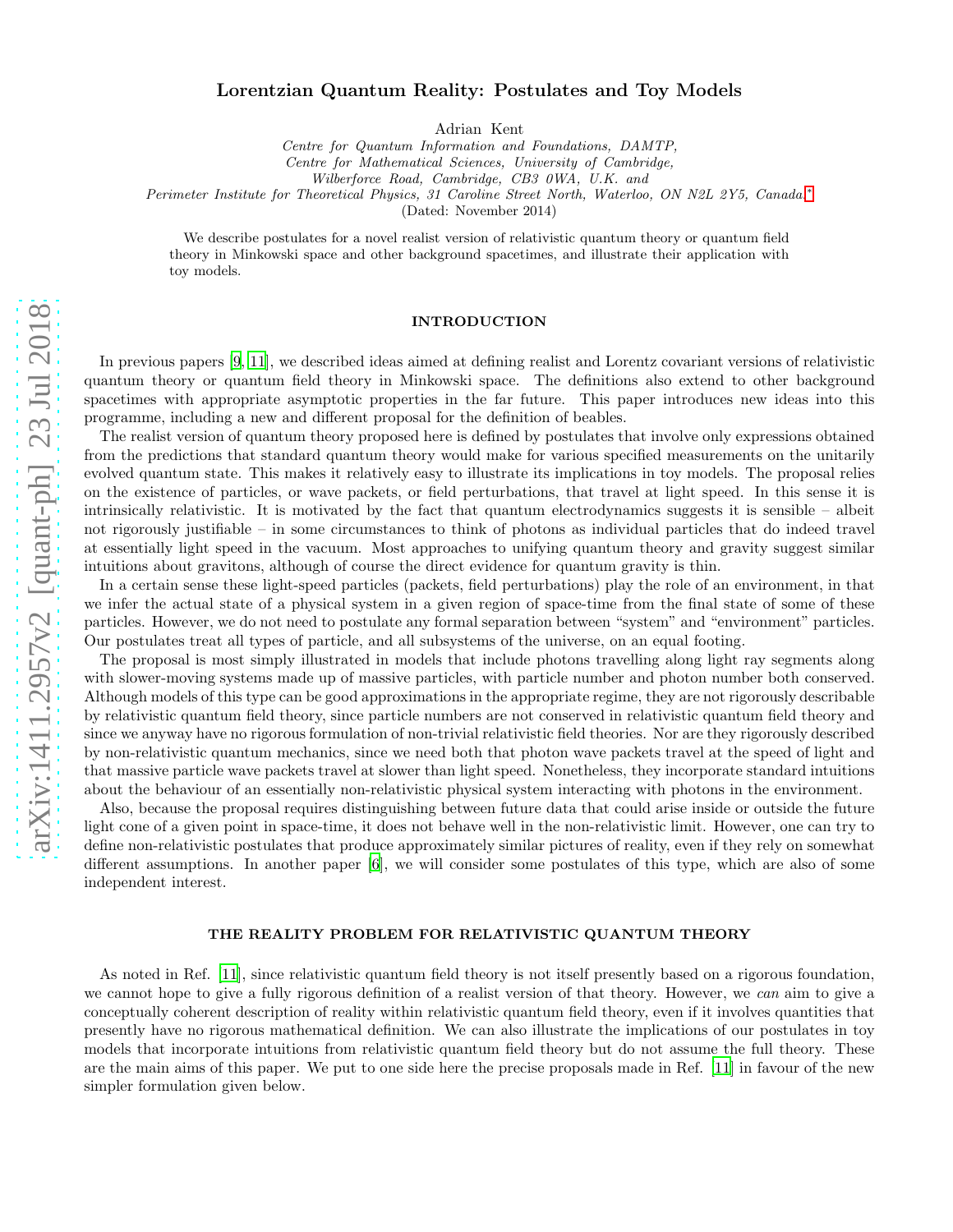# Lorentzian Quantum Reality: Postulates and Toy Models

Adrian Kent

*Centre for Quantum Information and Foundations, DAMTP,*
*Centre for Mathematical Sciences, University of Cambridge,*
*Wilberforce Road, Cambridge, CB3 0WA, U.K. and*
*Perimeter Institute for Theoretical Physics, 31 Caroline Street North, Waterloo, ON N2L 2Y5, Canada.*[*]

(Dated: November 2014)

We describe postulates for a novel realist version of relativistic quantum theory or quantum field theory in Minkowski space and other background spacetimes, and illustrate their application with toy models.

## INTRODUCTION

In previous papers [9, 11], we described ideas aimed at defining realist and Lorentz covariant versions of relativistic quantum theory or quantum field theory in Minkowski space. The definitions also extend to other background spacetimes with appropriate asymptotic properties in the far future. This paper introduces new ideas into this programme, including a new and different proposal for the definition of beables.

The realist version of quantum theory proposed here is defined by postulates that involve only expressions obtained from the predictions that standard quantum theory would make for various specified measurements on the unitarily evolved quantum state. This makes it relatively easy to illustrate its implications in toy models. The proposal relies on the existence of particles, or wave packets, or field perturbations, that travel at light speed. In this sense it is intrinsically relativistic. It is motivated by the fact that quantum electrodynamics suggests it is sensible – albeit not rigorously justifiable – in some circumstances to think of photons as individual particles that do indeed travel at essentially light speed in the vacuum. Most approaches to unifying quantum theory and gravity suggest similar intuitions about gravitons, although of course the direct evidence for quantum gravity is thin.

In a certain sense these light-speed particles (packets, field perturbations) play the role of an environment, in that we infer the actual state of a physical system in a given region of space-time from the final state of some of these particles. However, we do not need to postulate any formal separation between "system" and "environment" particles. Our postulates treat all types of particle, and all subsystems of the universe, on an equal footing.

The proposal is most simply illustrated in models that include photons travelling along light ray segments along with slower-moving systems made up of massive particles, with particle number and photon number both conserved. Although models of this type can be good approximations in the appropriate regime, they are not rigorously describable by relativistic quantum field theory, since particle numbers are not conserved in relativistic quantum field theory and since we anyway have no rigorous formulation of non-trivial relativistic field theories. Nor are they rigorously described by non-relativistic quantum mechanics, since we need both that photon wave packets travel at the speed of light and that massive particle wave packets travel at slower than light speed. Nonetheless, they incorporate standard intuitions about the behaviour of an essentially non-relativistic physical system interacting with photons in the environment.

Also, because the proposal requires distinguishing between future data that could arise inside or outside the future light cone of a given point in space-time, it does not behave well in the non-relativistic limit. However, one can try to define non-relativistic postulates that produce approximately similar pictures of reality, even if they rely on somewhat different assumptions. In another paper [6], we will consider some postulates of this type, which are also of some independent interest.

## THE REALITY PROBLEM FOR RELATIVISTIC QUANTUM THEORY

As noted in Ref. [11], since relativistic quantum field theory is not itself presently based on a rigorous foundation, we cannot hope to give a fully rigorous definition of a realist version of that theory. However, we *can* aim to give a conceptually coherent description of reality within relativistic quantum field theory, even if it involves quantities that presently have no rigorous mathematical definition. We can also illustrate the implications of our postulates in toy models that incorporate intuitions from relativistic quantum field theory but do not assume the full theory. These are the main aims of this paper. We put to one side here the precise proposals made in Ref. [11] in favour of the new simpler formulation given below.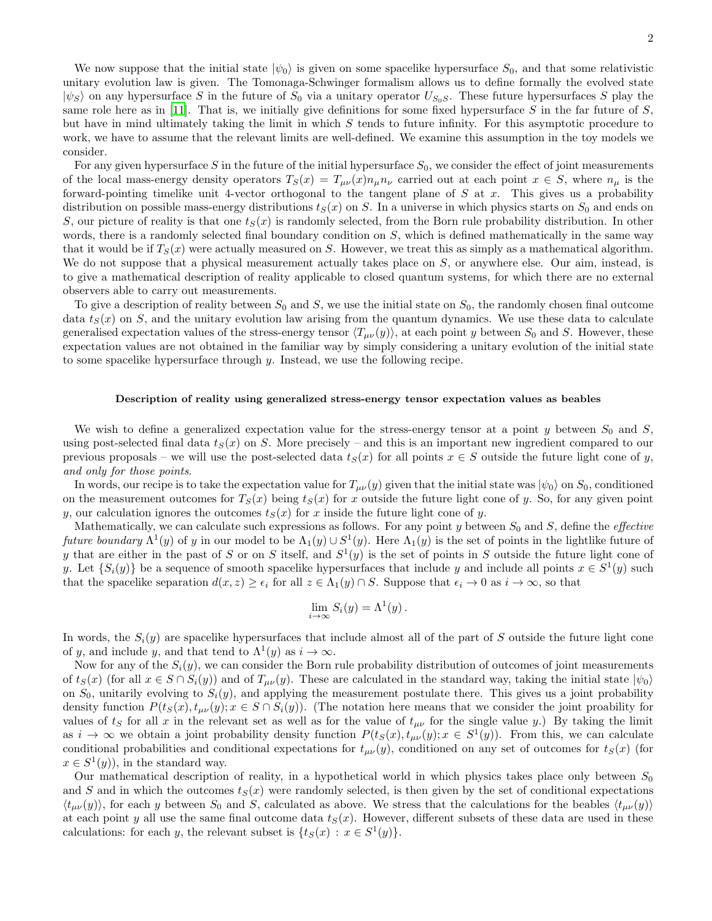We now suppose that the initial state $|\psi_0\rangle$ is given on some spacelike hypersurface $S_0$, and that some relativistic unitary evolution law is given. The Tomonaga-Schwinger formalism allows us to define formally the evolved state $|\psi_S\rangle$ on any hypersurface $S$ in the future of $S_0$ via a unitary operator $U_{S_0 S}$. These future hypersurfaces $S$ play the same role here as in [11]. That is, we initially give definitions for some fixed hypersurface $S$ in the far future of $S$, but have in mind ultimately taking the limit in which $S$ tends to future infinity. For this asymptotic procedure to work, we have to assume that the relevant limits are well-defined. We examine this assumption in the toy models we consider.

For any given hypersurface $S$ in the future of the initial hypersurface $S_0$, we consider the effect of joint measurements of the local mass-energy density operators $T_S(x) = T_{\mu\nu}(x)n_\mu n_\nu$ carried out at each point $x \in S$, where $n_\mu$ is the forward-pointing timelike unit 4-vector orthogonal to the tangent plane of $S$ at $x$. This gives us a probability distribution on possible mass-energy distributions $t_S(x)$ on $S$. In a universe in which physics starts on $S_0$ and ends on $S$, our picture of reality is that one $t_S(x)$ is randomly selected, from the Born rule probability distribution. In other words, there is a randomly selected final boundary condition on $S$, which is defined mathematically in the same way that it would be if $T_S(x)$ were actually measured on $S$. However, we treat this as simply as a mathematical algorithm. We do not suppose that a physical measurement actually takes place on $S$, or anywhere else. Our aim, instead, is to give a mathematical description of reality applicable to closed quantum systems, for which there are no external observers able to carry out measurements.

To give a description of reality between $S_0$ and $S$, we use the initial state on $S_0$, the randomly chosen final outcome data $t_S(x)$ on $S$, and the unitary evolution law arising from the quantum dynamics. We use these data to calculate generalised expectation values of the stress-energy tensor $\langle T_{\mu\nu}(y)\rangle$, at each point $y$ between $S_0$ and $S$. However, these expectation values are not obtained in the familiar way by simply considering a unitary evolution of the initial state to some spacelike hypersurface through $y$. Instead, we use the following recipe.

### Description of reality using generalized stress-energy tensor expectation values as beables

We wish to define a generalized expectation value for the stress-energy tensor at a point $y$ between $S_0$ and $S$, using post-selected final data $t_S(x)$ on $S$. More precisely – and this is an important new ingredient compared to our previous proposals – we will use the post-selected data $t_S(x)$ for all points $x \in S$ outside the future light cone of $y$, *and only for those points*.

In words, our recipe is to take the expectation value for $T_{\mu\nu}(y)$ given that the initial state was $|\psi_0\rangle$ on $S_0$, conditioned on the measurement outcomes for $T_S(x)$ being $t_S(x)$ for $x$ outside the future light cone of $y$. So, for any given point $y$, our calculation ignores the outcomes $t_S(x)$ for $x$ inside the future light cone of $y$.

Mathematically, we can calculate such expressions as follows. For any point $y$ between $S_0$ and $S$, define the *effective future boundary* $\Lambda^1(y)$ of $y$ in our model to be $\Lambda_1(y) \cup S^1(y)$. Here $\Lambda_1(y)$ is the set of points in the lightlike future of $y$ that are either in the past of $S$ or on $S$ itself, and $S^1(y)$ is the set of points in $S$ outside the future light cone of $y$. Let $\{S_i(y)\}$ be a sequence of smooth spacelike hypersurfaces that include $y$ and include all points $x \in S^1(y)$ such that the spacelike separation $d(x,z) \geq \epsilon_i$ for all $z \in \Lambda_1(y) \cap S$. Suppose that $\epsilon_i \to 0$ as $i \to \infty$, so that

$$\lim_{i\to\infty} S_i(y) = \Lambda^1(y)\,.$$

In words, the $S_i(y)$ are spacelike hypersurfaces that include almost all of the part of $S$ outside the future light cone of $y$, and include $y$, and that tend to $\Lambda^1(y)$ as $i \to \infty$.

Now for any of the $S_i(y)$, we can consider the Born rule probability distribution of outcomes of joint measurements of $t_S(x)$ (for all $x \in S \cap S_i(y)$) and of $T_{\mu\nu}(y)$. These are calculated in the standard way, taking the initial state $|\psi_0\rangle$ on $S_0$, unitarily evolving to $S_i(y)$, and applying the measurement postulate there. This gives us a joint probability density function $P(t_S(x), t_{\mu\nu}(y); x \in S \cap S_i(y))$. (The notation here means that we consider the joint proability for values of $t_S$ for all $x$ in the relevant set as well as for the value of $t_{\mu\nu}$ for the single value $y$.) By taking the limit as $i \to \infty$ we obtain a joint probability density function $P(t_S(x), t_{\mu\nu}(y); x \in S^1(y))$. From this, we can calculate conditional probabilities and conditional expectations for $t_{\mu\nu}(y)$, conditioned on any set of outcomes for $t_S(x)$ (for $x \in S^1(y)$), in the standard way.

Our mathematical description of reality, in a hypothetical world in which physics takes place only between $S_0$ and $S$ and in which the outcomes $t_S(x)$ were randomly selected, is then given by the set of conditional expectations $\langle t_{\mu\nu}(y)\rangle$, for each $y$ between $S_0$ and $S$, calculated as above. We stress that the calculations for the beables $\langle t_{\mu\nu}(y)\rangle$ at each point $y$ all use the same final outcome data $t_S(x)$. However, different subsets of these data are used in these calculations: for each $y$, the relevant subset is $\{t_S(x) : x \in S^1(y)\}$.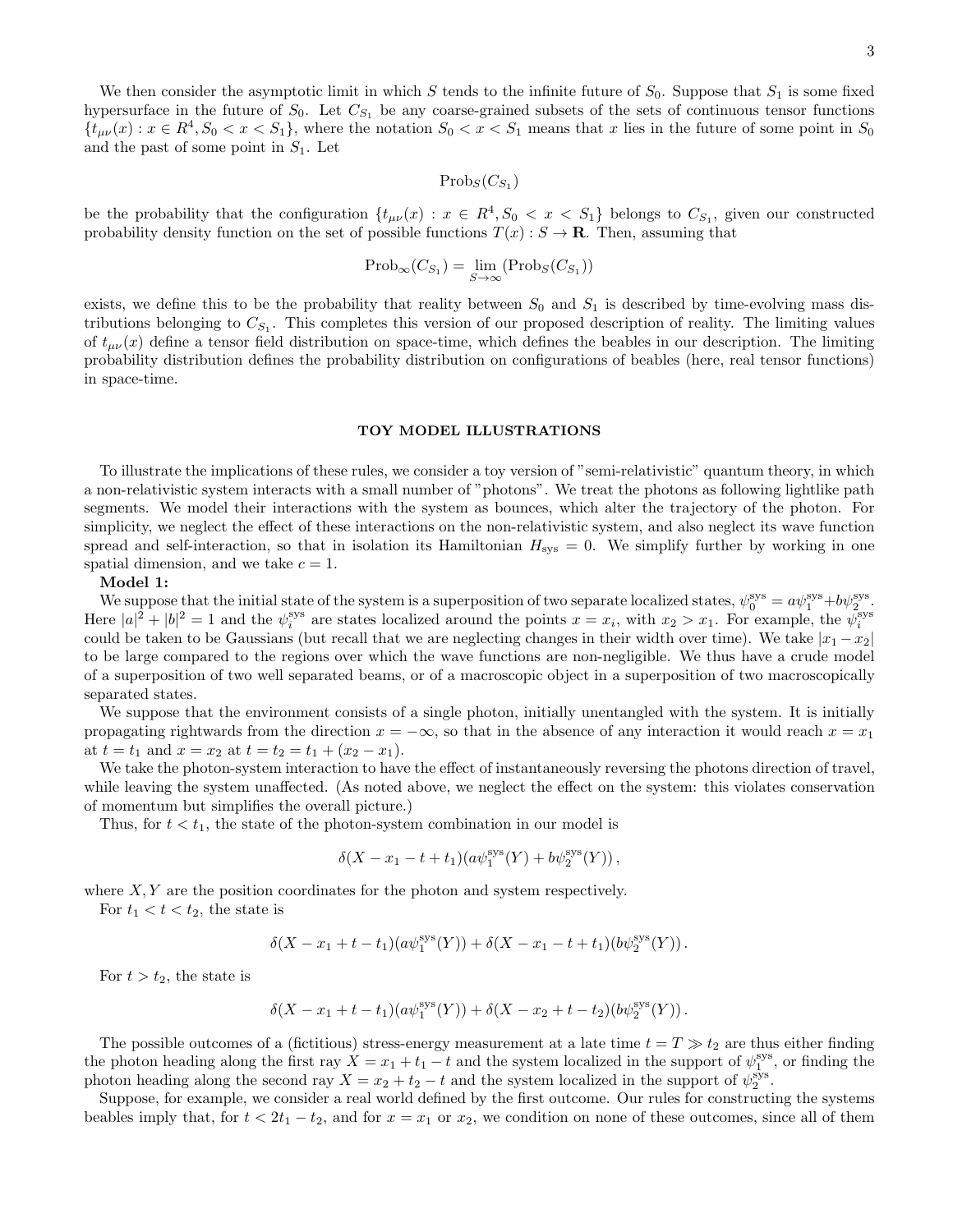We then consider the asymptotic limit in which $S$ tends to the infinite future of $S_0$. Suppose that $S_1$ is some fixed hypersurface in the future of $S_0$. Let $C_{S_1}$ be any coarse-grained subsets of the sets of continuous tensor functions $\{t_{\mu\nu}(x) : x \in R^4, S_0 < x < S_1\}$, where the notation $S_0 < x < S_1$ means that $x$ lies in the future of some point in $S_0$ and the past of some point in $S_1$. Let

$$\mathrm{Prob}_S(C_{S_1})$$

be the probability that the configuration $\{t_{\mu\nu}(x) : x \in R^4, S_0 < x < S_1\}$ belongs to $C_{S_1}$, given our constructed probability density function on the set of possible functions $T(x) : S \to \mathbf{R}$. Then, assuming that

$$\mathrm{Prob}_\infty(C_{S_1}) = \lim_{S \to \infty} (\mathrm{Prob}_S(C_{S_1}))$$

exists, we define this to be the probability that reality between $S_0$ and $S_1$ is described by time-evolving mass distributions belonging to $C_{S_1}$. This completes this version of our proposed description of reality. The limiting values of $t_{\mu\nu}(x)$ define a tensor field distribution on space-time, which defines the beables in our description. The limiting probability distribution defines the probability distribution on configurations of beables (here, real tensor functions) in space-time.

## TOY MODEL ILLUSTRATIONS

To illustrate the implications of these rules, we consider a toy version of "semi-relativistic" quantum theory, in which a non-relativistic system interacts with a small number of "photons". We treat the photons as following lightlike path segments. We model their interactions with the system as bounces, which alter the trajectory of the photon. For simplicity, we neglect the effect of these interactions on the non-relativistic system, and also neglect its wave function spread and self-interaction, so that in isolation its Hamiltonian $H_{\rm sys} = 0$. We simplify further by working in one spatial dimension, and we take $c = 1$.

**Model 1:**

We suppose that the initial state of the system is a superposition of two separate localized states, $\psi_0^{\rm sys} = a\psi_1^{\rm sys} + b\psi_2^{\rm sys}$. Here $|a|^2 + |b|^2 = 1$ and the $\psi_i^{\rm sys}$ are states localized around the points $x = x_i$, with $x_2 > x_1$. For example, the $\psi_i^{\rm sys}$ could be taken to be Gaussians (but recall that we are neglecting changes in their width over time). We take $|x_1 - x_2|$ to be large compared to the regions over which the wave functions are non-negligible. We thus have a crude model of a superposition of two well separated beams, or of a macroscopic object in a superposition of two macroscopically separated states.

We suppose that the environment consists of a single photon, initially unentangled with the system. It is initially propagating rightwards from the direction $x = -\infty$, so that in the absence of any interaction it would reach $x = x_1$ at $t = t_1$ and $x = x_2$ at $t = t_2 = t_1 + (x_2 - x_1)$.

We take the photon-system interaction to have the effect of instantaneously reversing the photons direction of travel, while leaving the system unaffected. (As noted above, we neglect the effect on the system: this violates conservation of momentum but simplifies the overall picture.)

Thus, for $t < t_1$, the state of the photon-system combination in our model is

$$\delta(X - x_1 - t + t_1)(a\psi_1^{\rm sys}(Y) + b\psi_2^{\rm sys}(Y))\,,$$

where $X, Y$ are the position coordinates for the photon and system respectively.

For $t_1 < t < t_2$, the state is

$$\delta(X - x_1 + t - t_1)(a\psi_1^{\rm sys}(Y)) + \delta(X - x_1 - t + t_1)(b\psi_2^{\rm sys}(Y))\,.$$

For $t > t_2$, the state is

$$\delta(X - x_1 + t - t_1)(a\psi_1^{\rm sys}(Y)) + \delta(X - x_2 + t - t_2)(b\psi_2^{\rm sys}(Y))\,.$$

The possible outcomes of a (fictitious) stress-energy measurement at a late time $t = T \gg t_2$ are thus either finding the photon heading along the first ray $X = x_1 + t_1 - t$ and the system localized in the support of $\psi_1^{\rm sys}$, or finding the photon heading along the second ray $X = x_2 + t_2 - t$ and the system localized in the support of $\psi_2^{\rm sys}$.

Suppose, for example, we consider a real world defined by the first outcome. Our rules for constructing the systems beables imply that, for $t < 2t_1 - t_2$, and for $x = x_1$ or $x_2$, we condition on none of these outcomes, since all of them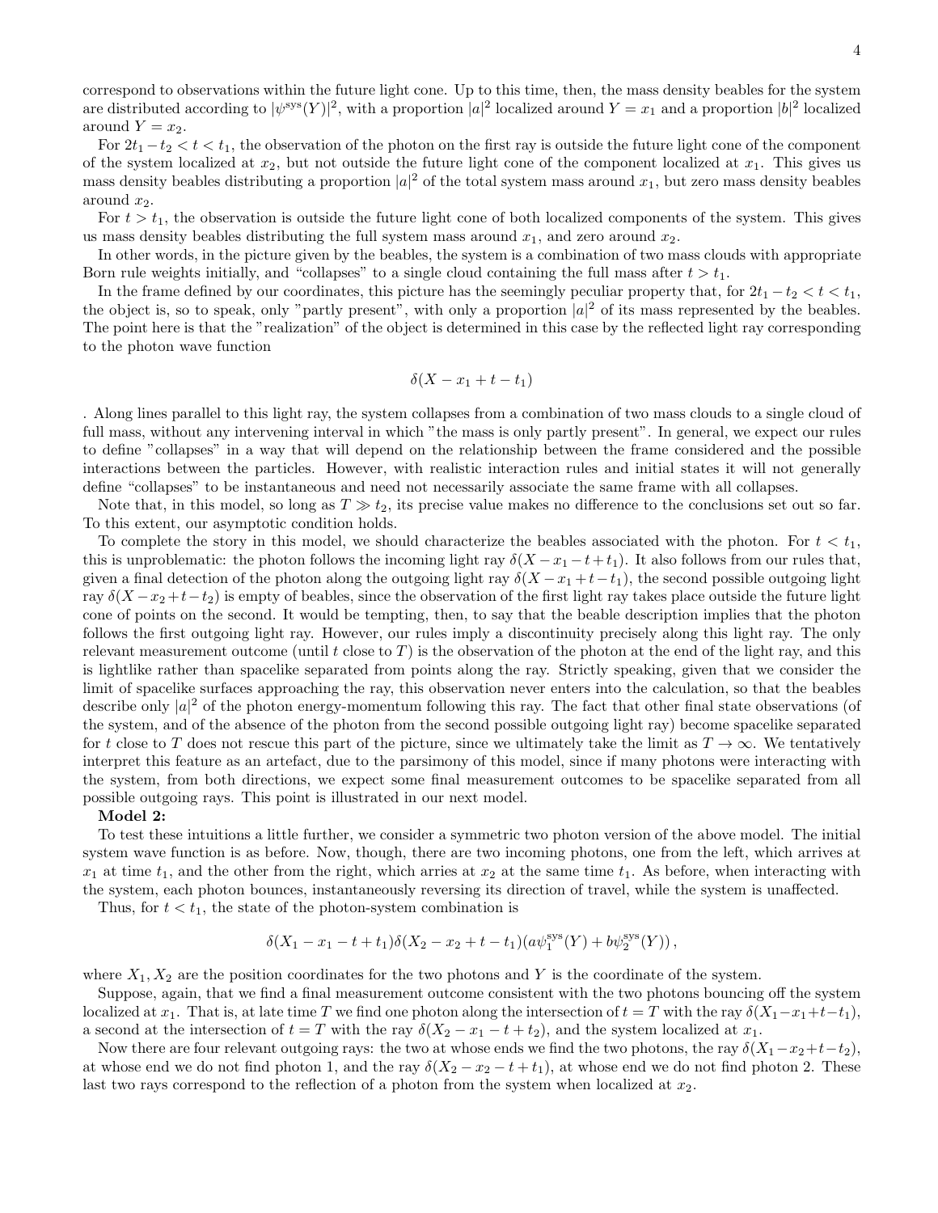correspond to observations within the future light cone. Up to this time, then, the mass density beables for the system are distributed according to $|\psi^{\rm sys}(Y)|^2$, with a proportion $|a|^2$ localized around $Y = x_1$ and a proportion $|b|^2$ localized around $Y = x_2$.

For $2t_1 - t_2 < t < t_1$, the observation of the photon on the first ray is outside the future light cone of the component of the system localized at $x_2$, but not outside the future light cone of the component localized at $x_1$. This gives us mass density beables distributing a proportion $|a|^2$ of the total system mass around $x_1$, but zero mass density beables around $x_2$.

For $t > t_1$, the observation is outside the future light cone of both localized components of the system. This gives us mass density beables distributing the full system mass around $x_1$, and zero around $x_2$.

In other words, in the picture given by the beables, the system is a combination of two mass clouds with appropriate Born rule weights initially, and "collapses" to a single cloud containing the full mass after $t > t_1$.

In the frame defined by our coordinates, this picture has the seemingly peculiar property that, for $2t_1 - t_2 < t < t_1$, the object is, so to speak, only "partly present", with only a proportion $|a|^2$ of its mass represented by the beables. The point here is that the "realization" of the object is determined in this case by the reflected light ray corresponding to the photon wave function

$$\delta(X - x_1 + t - t_1)$$

. Along lines parallel to this light ray, the system collapses from a combination of two mass clouds to a single cloud of full mass, without any intervening interval in which "the mass is only partly present". In general, we expect our rules to define "collapses" in a way that will depend on the relationship between the frame considered and the possible interactions between the particles. However, with realistic interaction rules and initial states it will not generally define "collapses" to be instantaneous and need not necessarily associate the same frame with all collapses.

Note that, in this model, so long as $T \gg t_2$, its precise value makes no difference to the conclusions set out so far. To this extent, our asymptotic condition holds.

To complete the story in this model, we should characterize the beables associated with the photon. For $t < t_1$, this is unproblematic: the photon follows the incoming light ray $\delta(X - x_1 - t + t_1)$. It also follows from our rules that, given a final detection of the photon along the outgoing light ray $\delta(X - x_1 + t - t_1)$, the second possible outgoing light ray $\delta(X - x_2 + t - t_2)$ is empty of beables, since the observation of the first light ray takes place outside the future light cone of points on the second. It would be tempting, then, to say that the beable description implies that the photon follows the first outgoing light ray. However, our rules imply a discontinuity precisely along this light ray. The only relevant measurement outcome (until $t$ close to $T$) is the observation of the photon at the end of the light ray, and this is lightlike rather than spacelike separated from points along the ray. Strictly speaking, given that we consider the limit of spacelike surfaces approaching the ray, this observation never enters into the calculation, so that the beables describe only $|a|^2$ of the photon energy-momentum following this ray. The fact that other final state observations (of the system, and of the absence of the photon from the second possible outgoing light ray) become spacelike separated for $t$ close to $T$ does not rescue this part of the picture, since we ultimately take the limit as $T \to \infty$. We tentatively interpret this feature as an artefact, due to the parsimony of this model, since if many photons were interacting with the system, from both directions, we expect some final measurement outcomes to be spacelike separated from all possible outgoing rays. This point is illustrated in our next model.

**Model 2:**

To test these intuitions a little further, we consider a symmetric two photon version of the above model. The initial system wave function is as before. Now, though, there are two incoming photons, one from the left, which arrives at $x_1$ at time $t_1$, and the other from the right, which arries at $x_2$ at the same time $t_1$. As before, when interacting with the system, each photon bounces, instantaneously reversing its direction of travel, while the system is unaffected.

Thus, for $t < t_1$, the state of the photon-system combination is

$$\delta(X_1 - x_1 - t + t_1)\delta(X_2 - x_2 + t - t_1)(a\psi_1^{\rm sys}(Y) + b\psi_2^{\rm sys}(Y)) \, ,$$

where $X_1, X_2$ are the position coordinates for the two photons and $Y$ is the coordinate of the system.

Suppose, again, that we find a final measurement outcome consistent with the two photons bouncing off the system localized at $x_1$. That is, at late time $T$ we find one photon along the intersection of $t = T$ with the ray $\delta(X_1 - x_1 + t - t_1)$, a second at the intersection of $t = T$ with the ray $\delta(X_2 - x_1 - t + t_2)$, and the system localized at $x_1$.

Now there are four relevant outgoing rays: the two at whose ends we find the two photons, the ray $\delta(X_1 - x_2 + t - t_2)$, at whose end we do not find photon 1, and the ray $\delta(X_2 - x_2 - t + t_1)$, at whose end we do not find photon 2. These last two rays correspond to the reflection of a photon from the system when localized at $x_2$.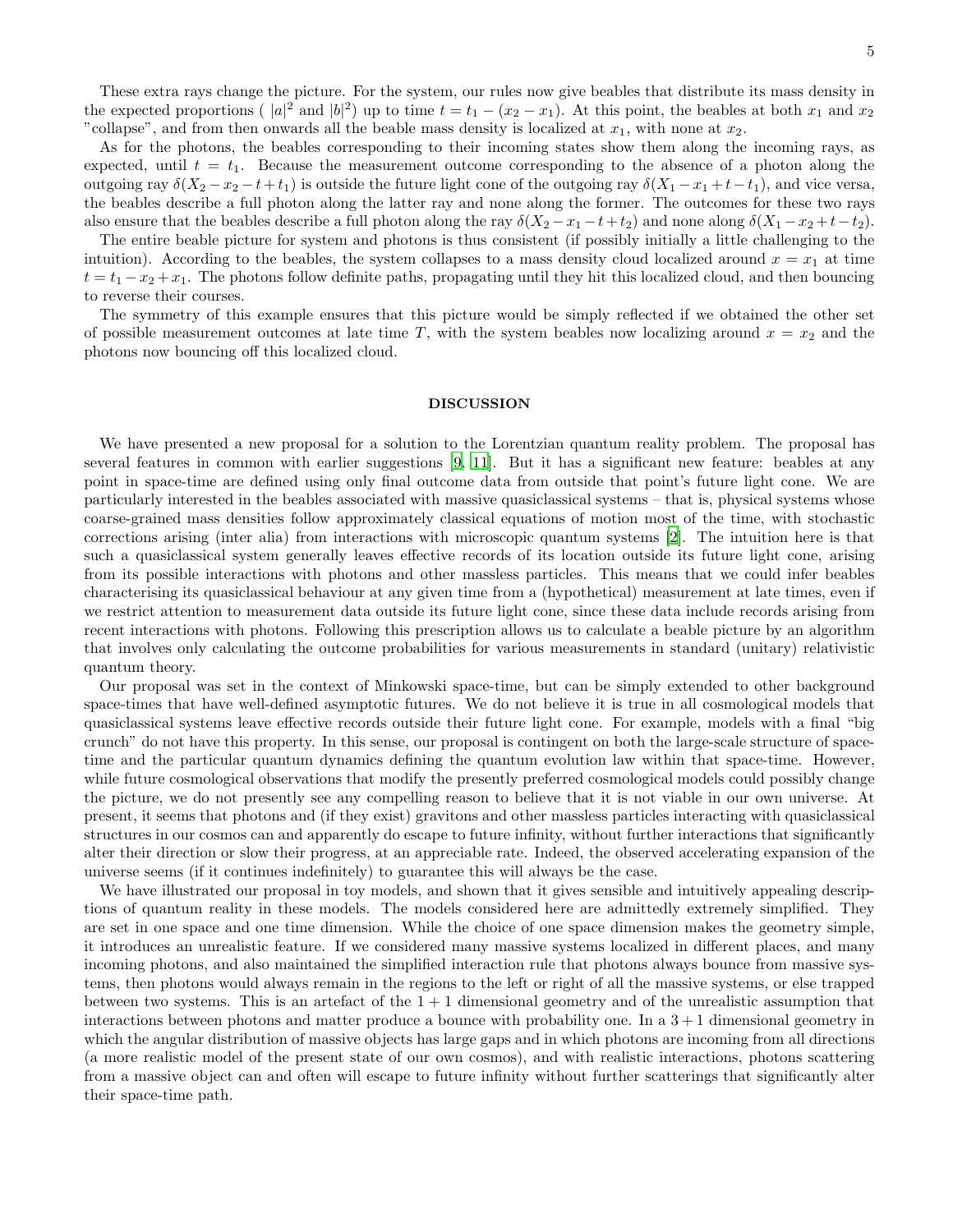These extra rays change the picture. For the system, our rules now give beables that distribute its mass density in the expected proportions ( $|a|^2$ and $|b|^2$) up to time $t = t_1 - (x_2 - x_1)$. At this point, the beables at both $x_1$ and $x_2$ "collapse", and from then onwards all the beable mass density is localized at $x_1$, with none at $x_2$.

As for the photons, the beables corresponding to their incoming states show them along the incoming rays, as expected, until $t = t_1$. Because the measurement outcome corresponding to the absence of a photon along the outgoing ray $\delta(X_2 - x_2 - t + t_1)$ is outside the future light cone of the outgoing ray $\delta(X_1 - x_1 + t - t_1)$, and vice versa, the beables describe a full photon along the latter ray and none along the former. The outcomes for these two rays also ensure that the beables describe a full photon along the ray $\delta(X_2 - x_1 - t + t_2)$ and none along $\delta(X_1 - x_2 + t - t_2)$.

The entire beable picture for system and photons is thus consistent (if possibly initially a little challenging to the intuition). According to the beables, the system collapses to a mass density cloud localized around $x = x_1$ at time $t = t_1 - x_2 + x_1$. The photons follow definite paths, propagating until they hit this localized cloud, and then bouncing to reverse their courses.

The symmetry of this example ensures that this picture would be simply reflected if we obtained the other set of possible measurement outcomes at late time $T$, with the system beables now localizing around $x = x_2$ and the photons now bouncing off this localized cloud.

## DISCUSSION

We have presented a new proposal for a solution to the Lorentzian quantum reality problem. The proposal has several features in common with earlier suggestions [9, 11]. But it has a significant new feature: beables at any point in space-time are defined using only final outcome data from outside that point's future light cone. We are particularly interested in the beables associated with massive quasiclassical systems – that is, physical systems whose coarse-grained mass densities follow approximately classical equations of motion most of the time, with stochastic corrections arising (inter alia) from interactions with microscopic quantum systems [2]. The intuition here is that such a quasiclassical system generally leaves effective records of its location outside its future light cone, arising from its possible interactions with photons and other massless particles. This means that we could infer beables characterising its quasiclassical behaviour at any given time from a (hypothetical) measurement at late times, even if we restrict attention to measurement data outside its future light cone, since these data include records arising from recent interactions with photons. Following this prescription allows us to calculate a beable picture by an algorithm that involves only calculating the outcome probabilities for various measurements in standard (unitary) relativistic quantum theory.

Our proposal was set in the context of Minkowski space-time, but can be simply extended to other background space-times that have well-defined asymptotic futures. We do not believe it is true in all cosmological models that quasiclassical systems leave effective records outside their future light cone. For example, models with a final "big crunch" do not have this property. In this sense, our proposal is contingent on both the large-scale structure of space-time and the particular quantum dynamics defining the quantum evolution law within that space-time. However, while future cosmological observations that modify the presently preferred cosmological models could possibly change the picture, we do not presently see any compelling reason to believe that it is not viable in our own universe. At present, it seems that photons and (if they exist) gravitons and other massless particles interacting with quasiclassical structures in our cosmos can and apparently do escape to future infinity, without further interactions that significantly alter their direction or slow their progress, at an appreciable rate. Indeed, the observed accelerating expansion of the universe seems (if it continues indefinitely) to guarantee this will always be the case.

We have illustrated our proposal in toy models, and shown that it gives sensible and intuitively appealing descriptions of quantum reality in these models. The models considered here are admittedly extremely simplified. They are set in one space and one time dimension. While the choice of one space dimension makes the geometry simple, it introduces an unrealistic feature. If we considered many massive systems localized in different places, and many incoming photons, and also maintained the simplified interaction rule that photons always bounce from massive systems, then photons would always remain in the regions to the left or right of all the massive systems, or else trapped between two systems. This is an artefact of the $1 + 1$ dimensional geometry and of the unrealistic assumption that interactions between photons and matter produce a bounce with probability one. In a $3 + 1$ dimensional geometry in which the angular distribution of massive objects has large gaps and in which photons are incoming from all directions (a more realistic model of the present state of our own cosmos), and with realistic interactions, photons scattering from a massive object can and often will escape to future infinity without further scatterings that significantly alter their space-time path.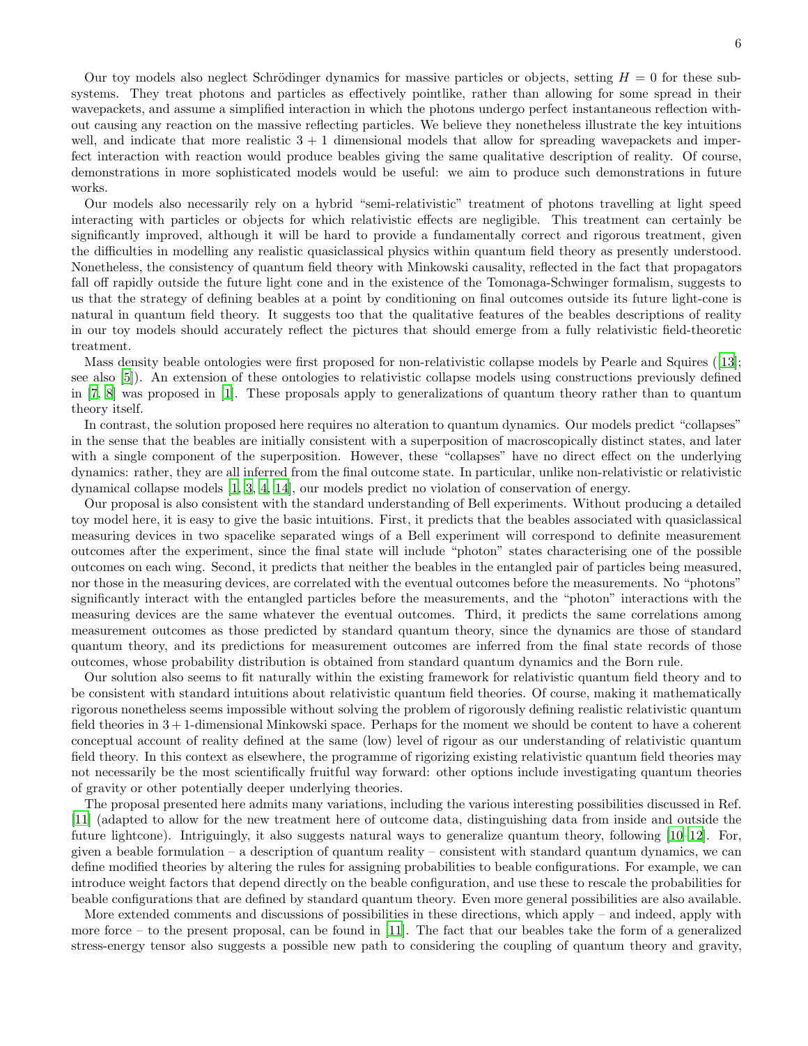Our toy models also neglect Schrödinger dynamics for massive particles or objects, setting $H = 0$ for these subsystems. They treat photons and particles as effectively pointlike, rather than allowing for some spread in their wavepackets, and assume a simplified interaction in which the photons undergo perfect instantaneous reflection without causing any reaction on the massive reflecting particles. We believe they nonetheless illustrate the key intuitions well, and indicate that more realistic $3 + 1$ dimensional models that allow for spreading wavepackets and imperfect interaction with reaction would produce beables giving the same qualitative description of reality. Of course, demonstrations in more sophisticated models would be useful: we aim to produce such demonstrations in future works.

Our models also necessarily rely on a hybrid "semi-relativistic" treatment of photons travelling at light speed interacting with particles or objects for which relativistic effects are negligible. This treatment can certainly be significantly improved, although it will be hard to provide a fundamentally correct and rigorous treatment, given the difficulties in modelling any realistic quasiclassical physics within quantum field theory as presently understood. Nonetheless, the consistency of quantum field theory with Minkowski causality, reflected in the fact that propagators fall off rapidly outside the future light cone and in the existence of the Tomonaga-Schwinger formalism, suggests to us that the strategy of defining beables at a point by conditioning on final outcomes outside its future light-cone is natural in quantum field theory. It suggests too that the qualitative features of the beables descriptions of reality in our toy models should accurately reflect the pictures that should emerge from a fully relativistic field-theoretic treatment.

Mass density beable ontologies were first proposed for non-relativistic collapse models by Pearle and Squires ([13]; see also [5]). An extension of these ontologies to relativistic collapse models using constructions previously defined in [7, 8] was proposed in [1]. These proposals apply to generalizations of quantum theory rather than to quantum theory itself.

In contrast, the solution proposed here requires no alteration to quantum dynamics. Our models predict "collapses" in the sense that the beables are initially consistent with a superposition of macroscopically distinct states, and later with a single component of the superposition. However, these "collapses" have no direct effect on the underlying dynamics: rather, they are all inferred from the final outcome state. In particular, unlike non-relativistic or relativistic dynamical collapse models [1, 3, 4, 14], our models predict no violation of conservation of energy.

Our proposal is also consistent with the standard understanding of Bell experiments. Without producing a detailed toy model here, it is easy to give the basic intuitions. First, it predicts that the beables associated with quasiclassical measuring devices in two spacelike separated wings of a Bell experiment will correspond to definite measurement outcomes after the experiment, since the final state will include "photon" states characterising one of the possible outcomes on each wing. Second, it predicts that neither the beables in the entangled pair of particles being measured, nor those in the measuring devices, are correlated with the eventual outcomes before the measurements. No "photons" significantly interact with the entangled particles before the measurements, and the "photon" interactions with the measuring devices are the same whatever the eventual outcomes. Third, it predicts the same correlations among measurement outcomes as those predicted by standard quantum theory, since the dynamics are those of standard quantum theory, and its predictions for measurement outcomes are inferred from the final state records of those outcomes, whose probability distribution is obtained from standard quantum dynamics and the Born rule.

Our solution also seems to fit naturally within the existing framework for relativistic quantum field theory and to be consistent with standard intuitions about relativistic quantum field theories. Of course, making it mathematically rigorous nonetheless seems impossible without solving the problem of rigorously defining realistic relativistic quantum field theories in $3+1$-dimensional Minkowski space. Perhaps for the moment we should be content to have a coherent conceptual account of reality defined at the same (low) level of rigour as our understanding of relativistic quantum field theory. In this context as elsewhere, the programme of rigorizing existing relativistic quantum field theories may not necessarily be the most scientifically fruitful way forward: other options include investigating quantum theories of gravity or other potentially deeper underlying theories.

The proposal presented here admits many variations, including the various interesting possibilities discussed in Ref. [11] (adapted to allow for the new treatment here of outcome data, distinguishing data from inside and outside the future lightcone). Intriguingly, it also suggests natural ways to generalize quantum theory, following [10–12]. For, given a beable formulation – a description of quantum reality – consistent with standard quantum dynamics, we can define modified theories by altering the rules for assigning probabilities to beable configurations. For example, we can introduce weight factors that depend directly on the beable configuration, and use these to rescale the probabilities for beable configurations that are defined by standard quantum theory. Even more general possibilities are also available.

More extended comments and discussions of possibilities in these directions, which apply – and indeed, apply with more force – to the present proposal, can be found in [11]. The fact that our beables take the form of a generalized stress-energy tensor also suggests a possible new path to considering the coupling of quantum theory and gravity,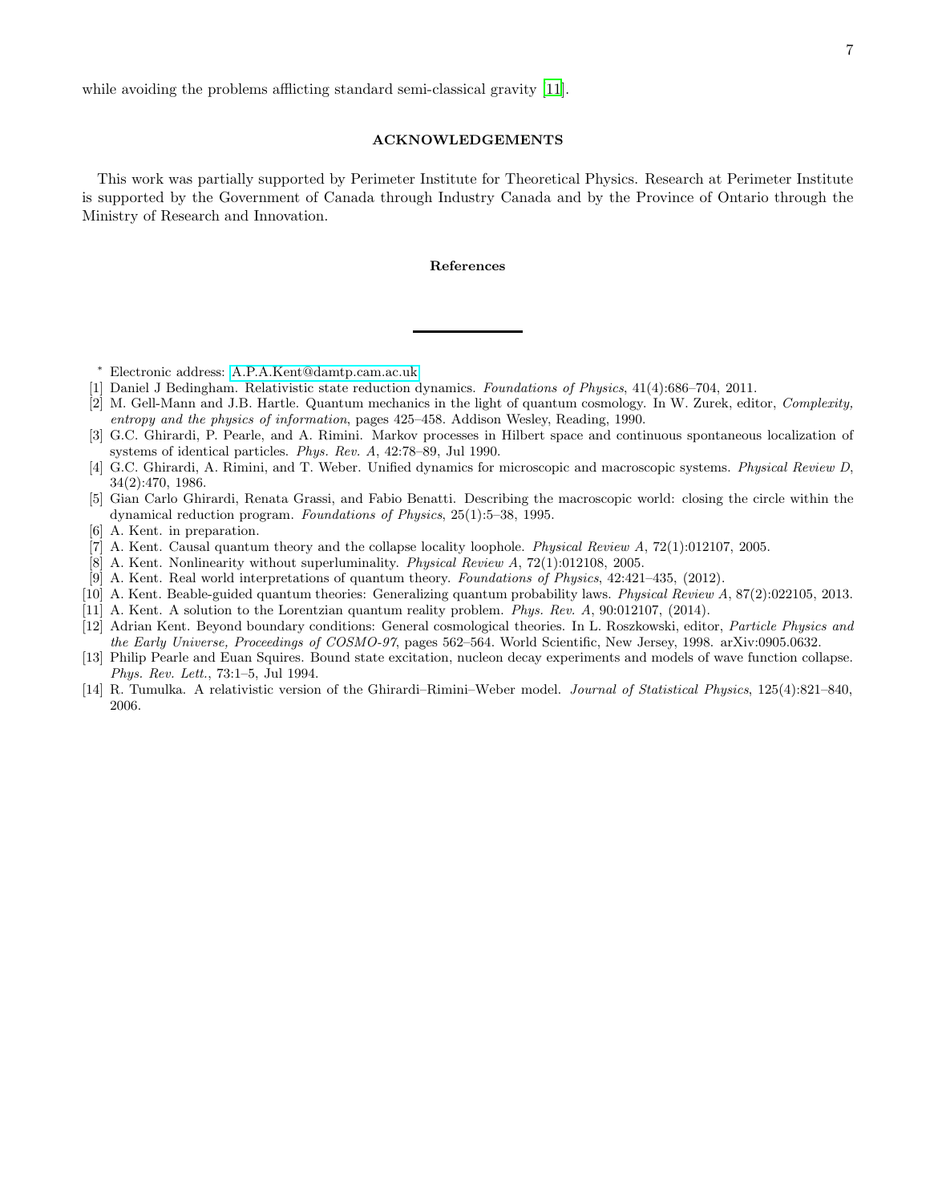while avoiding the problems afflicting standard semi-classical gravity [11].

## ACKNOWLEDGEMENTS

This work was partially supported by Perimeter Institute for Theoretical Physics. Research at Perimeter Institute is supported by the Government of Canada through Industry Canada and by the Province of Ontario through the Ministry of Research and Innovation.

### References

---

\* Electronic address: A.P.A.Kent@damtp.cam.ac.uk

[1] Daniel J Bedingham. Relativistic state reduction dynamics. *Foundations of Physics*, 41(4):686–704, 2011.

[2] M. Gell-Mann and J.B. Hartle. Quantum mechanics in the light of quantum cosmology. In W. Zurek, editor, *Complexity, entropy and the physics of information*, pages 425–458. Addison Wesley, Reading, 1990.

[3] G.C. Ghirardi, P. Pearle, and A. Rimini. Markov processes in Hilbert space and continuous spontaneous localization of systems of identical particles. *Phys. Rev. A*, 42:78–89, Jul 1990.

[4] G.C. Ghirardi, A. Rimini, and T. Weber. Unified dynamics for microscopic and macroscopic systems. *Physical Review D*, 34(2):470, 1986.

[5] Gian Carlo Ghirardi, Renata Grassi, and Fabio Benatti. Describing the macroscopic world: closing the circle within the dynamical reduction program. *Foundations of Physics*, 25(1):5–38, 1995.

[6] A. Kent. in preparation.

[7] A. Kent. Causal quantum theory and the collapse locality loophole. *Physical Review A*, 72(1):012107, 2005.

[8] A. Kent. Nonlinearity without superluminality. *Physical Review A*, 72(1):012108, 2005.

[9] A. Kent. Real world interpretations of quantum theory. *Foundations of Physics*, 42:421–435, (2012).

[10] A. Kent. Beable-guided quantum theories: Generalizing quantum probability laws. *Physical Review A*, 87(2):022105, 2013.

[11] A. Kent. A solution to the Lorentzian quantum reality problem. *Phys. Rev. A*, 90:012107, (2014).

[12] Adrian Kent. Beyond boundary conditions: General cosmological theories. In L. Roszkowski, editor, *Particle Physics and the Early Universe, Proceedings of COSMO-97*, pages 562–564. World Scientific, New Jersey, 1998. arXiv:0905.0632.

[13] Philip Pearle and Euan Squires. Bound state excitation, nucleon decay experiments and models of wave function collapse. *Phys. Rev. Lett.*, 73:1–5, Jul 1994.

[14] R. Tumulka. A relativistic version of the Ghirardi–Rimini–Weber model. *Journal of Statistical Physics*, 125(4):821–840, 2006.